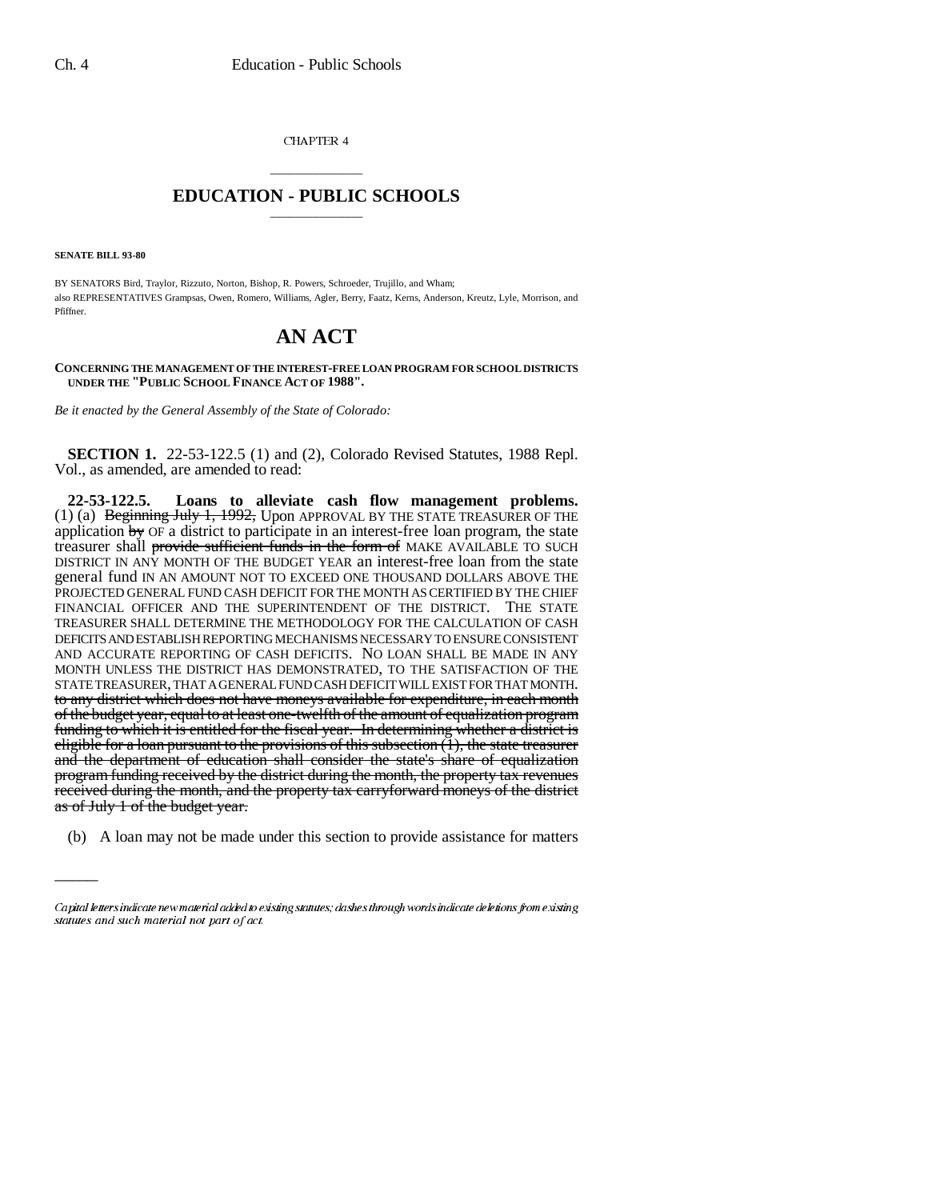CHAPTER 4

## EDUCATION - PUBLIC SCHOOLS

**SENATE BILL 93-80**

BY SENATORS Bird, Traylor, Rizzuto, Norton, Bishop, R. Powers, Schroeder, Trujillo, and Wham;
also REPRESENTATIVES Grampsas, Owen, Romero, Williams, Agler, Berry, Faatz, Kerns, Anderson, Kreutz, Lyle, Morrison, and Pfiffner.

# AN ACT

**CONCERNING THE MANAGEMENT OF THE INTEREST-FREE LOAN PROGRAM FOR SCHOOL DISTRICTS UNDER THE "PUBLIC SCHOOL FINANCE ACT OF 1988".**

*Be it enacted by the General Assembly of the State of Colorado:*

**SECTION 1.** 22-53-122.5 (1) and (2), Colorado Revised Statutes, 1988 Repl. Vol., as amended, are amended to read:

**22-53-122.5. Loans to alleviate cash flow management problems.** (1) (a) ~~Beginning July 1, 1992,~~ Upon APPROVAL BY THE STATE TREASURER OF THE application ~~by~~ OF a district to participate in an interest-free loan program, the state treasurer shall ~~provide sufficient funds in the form of~~ MAKE AVAILABLE TO SUCH DISTRICT IN ANY MONTH OF THE BUDGET YEAR an interest-free loan from the state general fund IN AN AMOUNT NOT TO EXCEED ONE THOUSAND DOLLARS ABOVE THE PROJECTED GENERAL FUND CASH DEFICIT FOR THE MONTH AS CERTIFIED BY THE CHIEF FINANCIAL OFFICER AND THE SUPERINTENDENT OF THE DISTRICT. THE STATE TREASURER SHALL DETERMINE THE METHODOLOGY FOR THE CALCULATION OF CASH DEFICITS AND ESTABLISH REPORTING MECHANISMS NECESSARY TO ENSURE CONSISTENT AND ACCURATE REPORTING OF CASH DEFICITS. NO LOAN SHALL BE MADE IN ANY MONTH UNLESS THE DISTRICT HAS DEMONSTRATED, TO THE SATISFACTION OF THE STATE TREASURER, THAT A GENERAL FUND CASH DEFICIT WILL EXIST FOR THAT MONTH. ~~to any district which does not have moneys available for expenditure, in each month of the budget year, equal to at least one-twelfth of the amount of equalization program funding to which it is entitled for the fiscal year. In determining whether a district is eligible for a loan pursuant to the provisions of this subsection (1), the state treasurer and the department of education shall consider the state's share of equalization program funding received by the district during the month, the property tax revenues received during the month, and the property tax carryforward moneys of the district as of July 1 of the budget year.~~

(b) A loan may not be made under this section to provide assistance for matters

*Capital letters indicate new material added to existing statutes; dashes through words indicate deletions from existing statutes and such material not part of act.*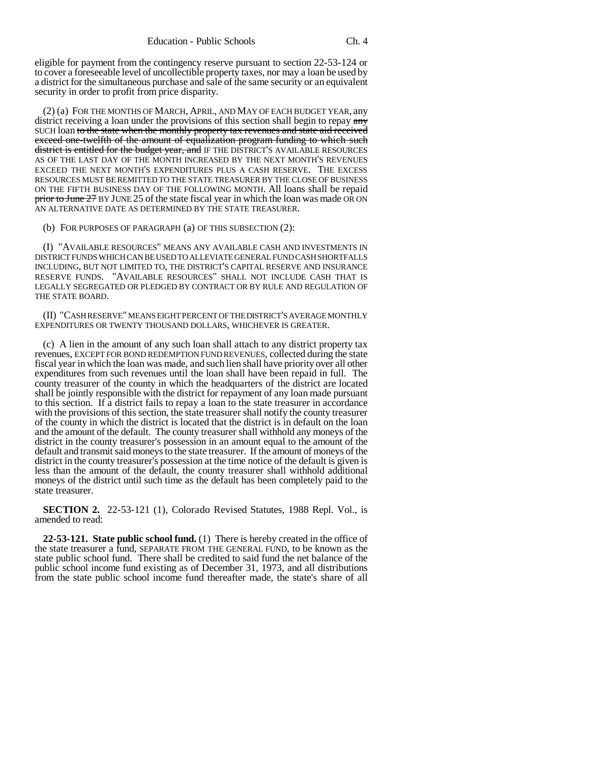eligible for payment from the contingency reserve pursuant to section 22-53-124 or to cover a foreseeable level of uncollectible property taxes, nor may a loan be used by a district for the simultaneous purchase and sale of the same security or an equivalent security in order to profit from price disparity.

(2) (a) FOR THE MONTHS OF MARCH, APRIL, AND MAY OF EACH BUDGET YEAR, any district receiving a loan under the provisions of this section shall begin to repay ~~any~~ SUCH loan ~~to the state when the monthly property tax revenues and state aid received exceed one-twelfth of the amount of equalization program funding to which such district is entitled for the budget year, and~~ IF THE DISTRICT'S AVAILABLE RESOURCES AS OF THE LAST DAY OF THE MONTH INCREASED BY THE NEXT MONTH'S REVENUES EXCEED THE NEXT MONTH'S EXPENDITURES PLUS A CASH RESERVE. THE EXCESS RESOURCES MUST BE REMITTED TO THE STATE TREASURER BY THE CLOSE OF BUSINESS ON THE FIFTH BUSINESS DAY OF THE FOLLOWING MONTH. All loans shall be repaid ~~prior to June 27~~ BY JUNE 25 of the state fiscal year in which the loan was made OR ON AN ALTERNATIVE DATE AS DETERMINED BY THE STATE TREASURER.

(b) FOR PURPOSES OF PARAGRAPH (a) OF THIS SUBSECTION (2):

(I) "AVAILABLE RESOURCES" MEANS ANY AVAILABLE CASH AND INVESTMENTS IN DISTRICT FUNDS WHICH CAN BE USED TO ALLEVIATE GENERAL FUND CASH SHORTFALLS INCLUDING, BUT NOT LIMITED TO, THE DISTRICT'S CAPITAL RESERVE AND INSURANCE RESERVE FUNDS. "AVAILABLE RESOURCES" SHALL NOT INCLUDE CASH THAT IS LEGALLY SEGREGATED OR PLEDGED BY CONTRACT OR BY RULE AND REGULATION OF THE STATE BOARD.

(II) "CASH RESERVE" MEANS EIGHT PERCENT OF THE DISTRICT'S AVERAGE MONTHLY EXPENDITURES OR TWENTY THOUSAND DOLLARS, WHICHEVER IS GREATER.

(c) A lien in the amount of any such loan shall attach to any district property tax revenues, EXCEPT FOR BOND REDEMPTION FUND REVENUES, collected during the state fiscal year in which the loan was made, and such lien shall have priority over all other expenditures from such revenues until the loan shall have been repaid in full. The county treasurer of the county in which the headquarters of the district are located shall be jointly responsible with the district for repayment of any loan made pursuant to this section. If a district fails to repay a loan to the state treasurer in accordance with the provisions of this section, the state treasurer shall notify the county treasurer of the county in which the district is located that the district is in default on the loan and the amount of the default. The county treasurer shall withhold any moneys of the district in the county treasurer's possession in an amount equal to the amount of the default and transmit said moneys to the state treasurer. If the amount of moneys of the district in the county treasurer's possession at the time notice of the default is given is less than the amount of the default, the county treasurer shall withhold additional moneys of the district until such time as the default has been completely paid to the state treasurer.

**SECTION 2.** 22-53-121 (1), Colorado Revised Statutes, 1988 Repl. Vol., is amended to read:

**22-53-121. State public school fund.** (1) There is hereby created in the office of the state treasurer a fund, SEPARATE FROM THE GENERAL FUND, to be known as the state public school fund. There shall be credited to said fund the net balance of the public school income fund existing as of December 31, 1973, and all distributions from the state public school income fund thereafter made, the state's share of all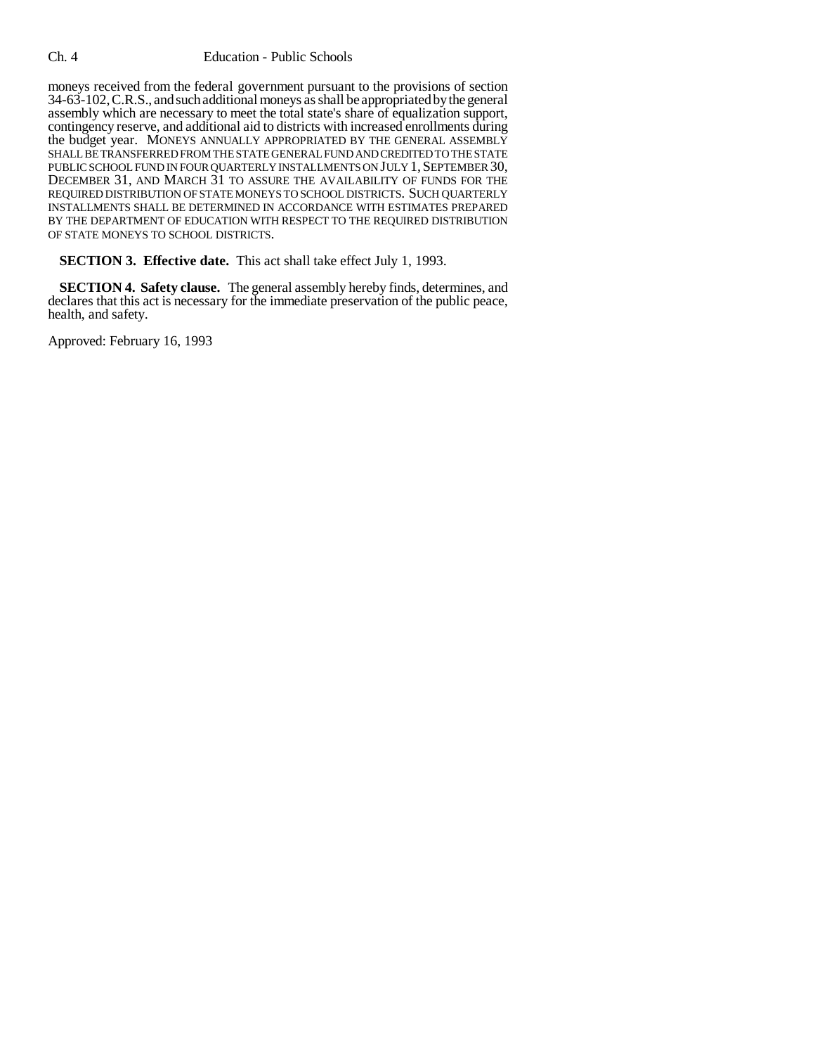moneys received from the federal government pursuant to the provisions of section 34-63-102, C.R.S., and such additional moneys as shall be appropriated by the general assembly which are necessary to meet the total state's share of equalization support, contingency reserve, and additional aid to districts with increased enrollments during the budget year. MONEYS ANNUALLY APPROPRIATED BY THE GENERAL ASSEMBLY SHALL BE TRANSFERRED FROM THE STATE GENERAL FUND AND CREDITED TO THE STATE PUBLIC SCHOOL FUND IN FOUR QUARTERLY INSTALLMENTS ON JULY 1, SEPTEMBER 30, DECEMBER 31, AND MARCH 31 TO ASSURE THE AVAILABILITY OF FUNDS FOR THE REQUIRED DISTRIBUTION OF STATE MONEYS TO SCHOOL DISTRICTS. SUCH QUARTERLY INSTALLMENTS SHALL BE DETERMINED IN ACCORDANCE WITH ESTIMATES PREPARED BY THE DEPARTMENT OF EDUCATION WITH RESPECT TO THE REQUIRED DISTRIBUTION OF STATE MONEYS TO SCHOOL DISTRICTS.

**SECTION 3. Effective date.** This act shall take effect July 1, 1993.

**SECTION 4. Safety clause.** The general assembly hereby finds, determines, and declares that this act is necessary for the immediate preservation of the public peace, health, and safety.

Approved: February 16, 1993